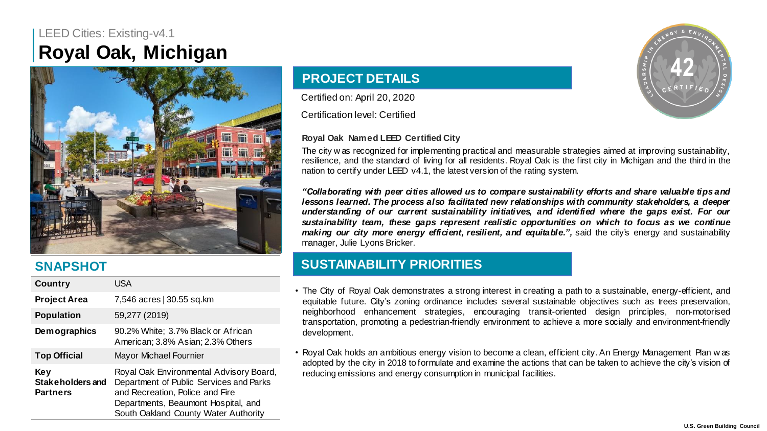LEED Cities: Existing-v4.1

# Royal Oak, Michigan

## SNAPSHOT

| | |
|---|---|
| **Country** | USA |
| **Project Area** | 7,546 acres \| 30.55 sq.km |
| **Population** | 59,277 (2019) |
| **Demographics** | 90.2% White; 3.7% Black or African American; 3.8% Asian; 2.3% Others |
| **Top Official** | Mayor Michael Fournier |
| **Key Stakeholders and Partners** | Royal Oak Environmental Advisory Board, Department of Public Services and Parks and Recreation, Police and Fire Departments, Beaumont Hospital, and South Oakland County Water Authority |

## PROJECT DETAILS

Certified on: April 20, 2020

Certification level: Certified

**Royal Oak Named LEED Certified City**

The city was recognized for implementing practical and measurable strategies aimed at improving sustainability, resilience, and the standard of living for all residents. Royal Oak is the first city in Michigan and the third in the nation to certify under LEED v4.1, the latest version of the rating system.

***"Collaborating with peer cities allowed us to compare sustainability efforts and share valuable tips and lessons learned. The process also facilitated new relationships with community stakeholders, a deeper understanding of our current sustainability initiatives, and identified where the gaps exist. For our sustainability team, these gaps represent realistic opportunities on which to focus as we continue making our city more energy efficient, resilient, and equitable.",*** said the city's energy and sustainability manager, Julie Lyons Bricker.

## SUSTAINABILITY PRIORITIES

- The City of Royal Oak demonstrates a strong interest in creating a path to a sustainable, energy-efficient, and equitable future. City's zoning ordinance includes several sustainable objectives such as trees preservation, neighborhood enhancement strategies, encouraging transit-oriented design principles, non-motorised transportation, promoting a pedestrian-friendly environment to achieve a more socially and environment-friendly development.
- Royal Oak holds an ambitious energy vision to become a clean, efficient city. An Energy Management Plan was adopted by the city in 2018 to formulate and examine the actions that can be taken to achieve the city's vision of reducing emissions and energy consumption in municipal facilities.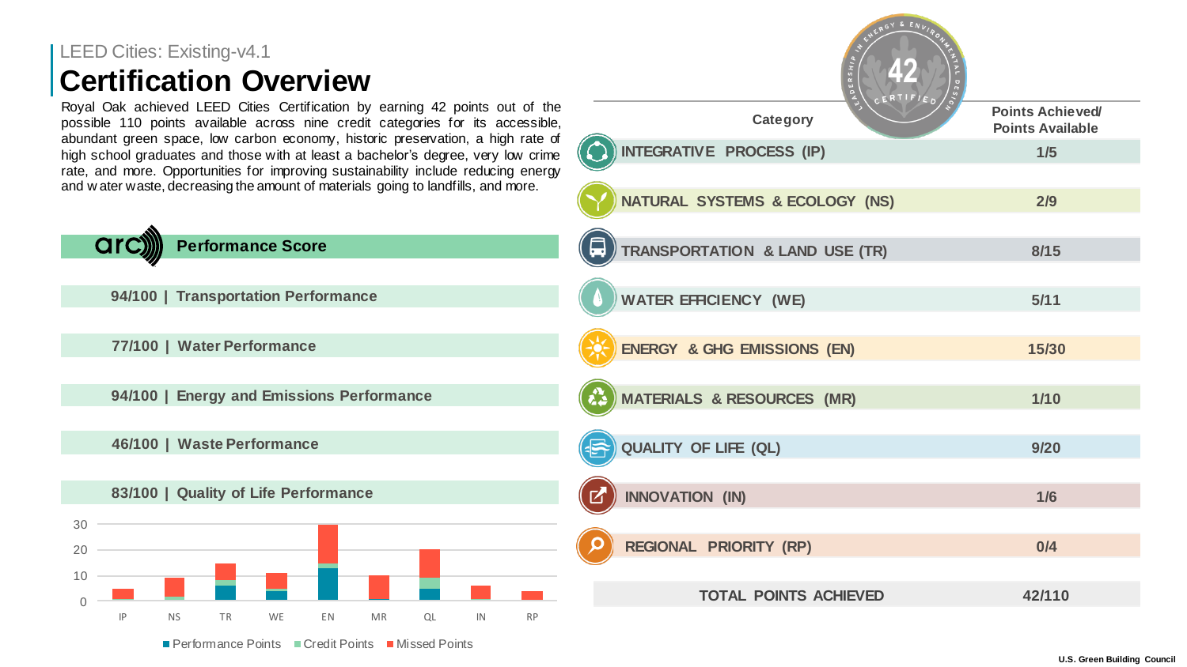LEED Cities: Existing-v4.1

# Certification Overview

Royal Oak achieved LEED Cities Certification by earning 42 points out of the possible 110 points available across nine credit categories for its accessible, abundant green space, low carbon economy, historic preservation, a high rate of high school graduates and those with at least a bachelor's degree, very low crime rate, and more. Opportunities for improving sustainability include reducing energy and water waste, decreasing the amount of materials going to landfills, and more.

## arc Performance Score

**94/100 | Transportation Performance**

**77/100 | Water Performance**

**94/100 | Energy and Emissions Performance**

**46/100 | Waste Performance**

**83/100 | Quality of Life Performance**

| Category | Points Achieved/ Points Available |
|---|---|
| INTEGRATIVE PROCESS (IP) | 1/5 |
| NATURAL SYSTEMS & ECOLOGY (NS) | 2/9 |
| TRANSPORTATION & LAND USE (TR) | 8/15 |
| WATER EFFICIENCY (WE) | 5/11 |
| ENERGY & GHG EMISSIONS (EN) | 15/30 |
| MATERIALS & RESOURCES (MR) | 1/10 |
| QUALITY OF LIFE (QL) | 9/20 |
| INNOVATION (IN) | 1/6 |
| REGIONAL PRIORITY (RP) | 0/4 |
| TOTAL POINTS ACHIEVED | 42/110 |

LEED CERTIFIED 42

Performance Points · Credit Points · Missed Points (IP, NS, TR, WE, EN, MR, QL, IN, RP)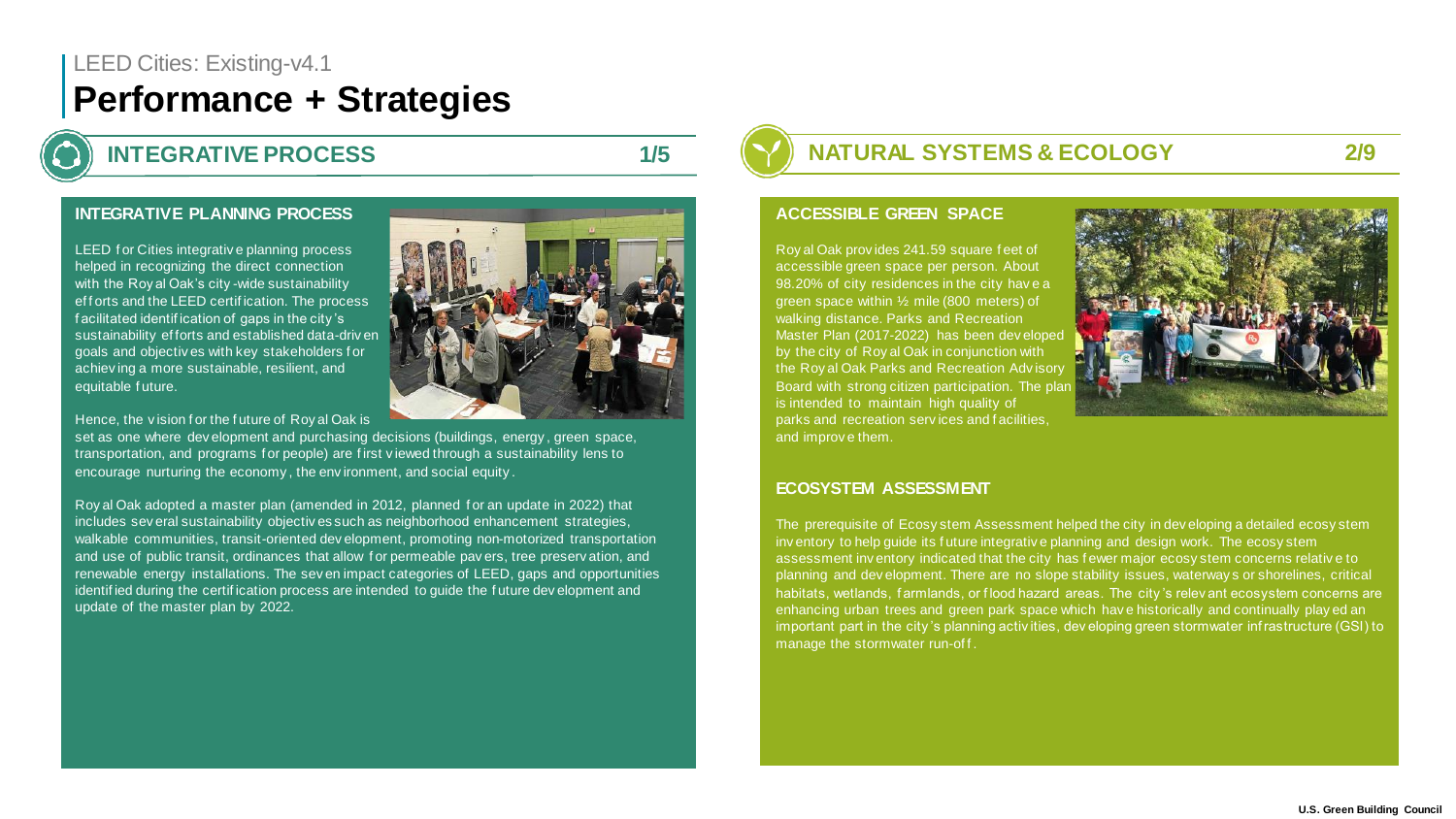LEED Cities: Existing-v4.1

# Performance + Strategies

## INTEGRATIVE PROCESS 1/5

### INTEGRATIVE PLANNING PROCESS

LEED for Cities integrative planning process helped in recognizing the direct connection with the Royal Oak's city-wide sustainability efforts and the LEED certification. The process facilitated identification of gaps in the city's sustainability efforts and established data-driven goals and objectives with key stakeholders for achieving a more sustainable, resilient, and equitable future.

Hence, the vision for the future of Royal Oak is set as one where development and purchasing decisions (buildings, energy, green space, transportation, and programs for people) are first viewed through a sustainability lens to encourage nurturing the economy, the environment, and social equity.

Royal Oak adopted a master plan (amended in 2012, planned for an update in 2022) that includes several sustainability objectives such as neighborhood enhancement strategies, walkable communities, transit-oriented development, promoting non-motorized transportation and use of public transit, ordinances that allow for permeable pavers, tree preservation, and renewable energy installations. The seven impact categories of LEED, gaps and opportunities identified during the certification process are intended to guide the future development and update of the master plan by 2022.

## NATURAL SYSTEMS & ECOLOGY 2/9

### ACCESSIBLE GREEN SPACE

Royal Oak provides 241.59 square feet of accessible green space per person. About 98.20% of city residences in the city have a green space within ½ mile (800 meters) of walking distance. Parks and Recreation Master Plan (2017-2022) has been developed by the city of Royal Oak in conjunction with the Royal Oak Parks and Recreation Advisory Board with strong citizen participation. The plan is intended to maintain high quality of parks and recreation services and facilities, and improve them.

### ECOSYSTEM ASSESSMENT

The prerequisite of Ecosystem Assessment helped the city in developing a detailed ecosystem inventory to help guide its future integrative planning and design work. The ecosystem assessment inventory indicated that the city has fewer major ecosystem concerns relative to planning and development. There are no slope stability issues, waterways or shorelines, critical habitats, wetlands, farmlands, or flood hazard areas. The city's relevant ecosystem concerns are enhancing urban trees and green park space which have historically and continually played an important part in the city's planning activities, developing green stormwater infrastructure (GSI) to manage the stormwater run-off.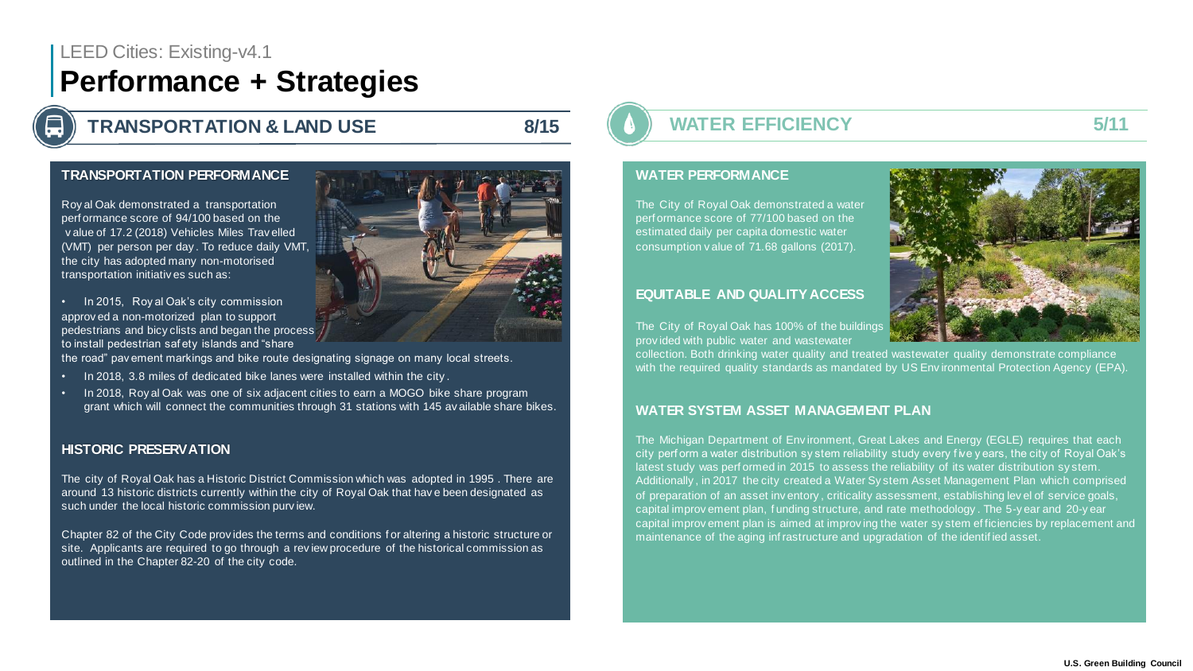LEED Cities: Existing-v4.1

# Performance + Strategies

## TRANSPORTATION & LAND USE 8/15

### TRANSPORTATION PERFORMANCE

Royal Oak demonstrated a transportation performance score of 94/100 based on the value of 17.2 (2018) Vehicles Miles Travelled (VMT) per person per day. To reduce daily VMT, the city has adopted many non-motorised transportation initiatives such as:

- In 2015, Royal Oak's city commission approved a non-motorized plan to support pedestrians and bicyclists and began the process to install pedestrian safety islands and "share the road" pavement markings and bike route designating signage on many local streets.
- In 2018, 3.8 miles of dedicated bike lanes were installed within the city.
- In 2018, Royal Oak was one of six adjacent cities to earn a MOGO bike share program grant which will connect the communities through 31 stations with 145 available share bikes.

### HISTORIC PRESERVATION

The city of Royal Oak has a Historic District Commission which was adopted in 1995 . There are around 13 historic districts currently within the city of Royal Oak that have been designated as such under the local historic commission purview.

Chapter 82 of the City Code provides the terms and conditions for altering a historic structure or site. Applicants are required to go through a review procedure of the historical commission as outlined in the Chapter 82-20 of the city code.

## WATER EFFICIENCY 5/11

### WATER PERFORMANCE

The City of Royal Oak demonstrated a water performance score of 77/100 based on the estimated daily per capita domestic water consumption value of 71.68 gallons (2017).

### EQUITABLE AND QUALITY ACCESS

The City of Royal Oak has 100% of the buildings provided with public water and wastewater collection. Both drinking water quality and treated wastewater quality demonstrate compliance with the required quality standards as mandated by US Environmental Protection Agency (EPA).

### WATER SYSTEM ASSET MANAGEMENT PLAN

The Michigan Department of Environment, Great Lakes and Energy (EGLE) requires that each city perform a water distribution system reliability study every five years, the city of Royal Oak's latest study was performed in 2015 to assess the reliability of its water distribution system. Additionally, in 2017 the city created a Water System Asset Management Plan which comprised of preparation of an asset inventory, criticality assessment, establishing level of service goals, capital improvement plan, funding structure, and rate methodology. The 5-year and 20-year capital improvement plan is aimed at improving the water system efficiencies by replacement and maintenance of the aging infrastructure and upgradation of the identified asset.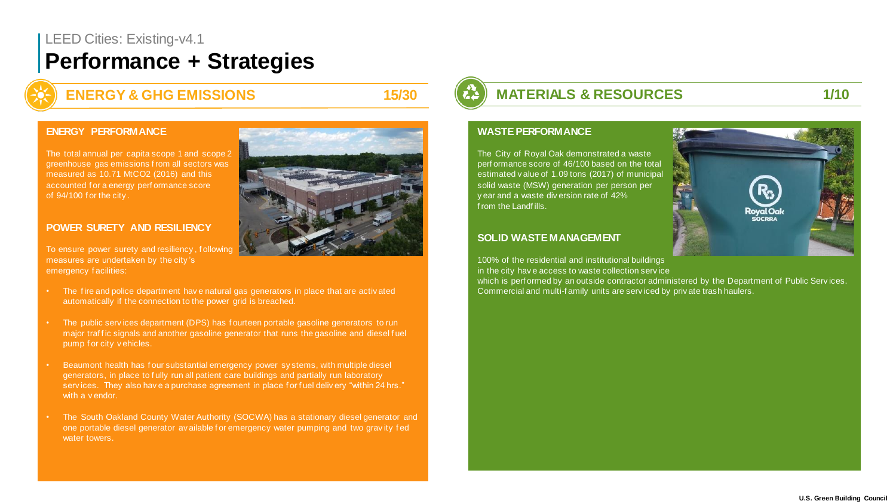LEED Cities: Existing-v4.1

# Performance + Strategies

## ENERGY & GHG EMISSIONS 15/30

### ENERGY PERFORMANCE

The total annual per capita scope 1 and scope 2 greenhouse gas emissions from all sectors was measured as 10.71 $MtCO_2$ (2016) and this accounted for a energy performance score of 94/100 for the city.

### POWER SURETY AND RESILIENCY

To ensure power surety and resiliency, following measures are undertaken by the city's emergency facilities:

- The fire and police department have natural gas generators in place that are activated automatically if the connection to the power grid is breached.
- The public services department (DPS) has fourteen portable gasoline generators to run major traffic signals and another gasoline generator that runs the gasoline and diesel fuel pump for city vehicles.
- Beaumont health has four substantial emergency power systems, with multiple diesel generators, in place to fully run all patient care buildings and partially run laboratory services. They also have a purchase agreement in place for fuel delivery "within 24 hrs." with a vendor.
- The South Oakland County Water Authority (SOCWA) has a stationary diesel generator and one portable diesel generator available for emergency water pumping and two gravity fed water towers.

## MATERIALS & RESOURCES 1/10

### WASTE PERFORMANCE

The City of Royal Oak demonstrated a waste performance score of 46/100 based on the total estimated value of 1.09 tons (2017) of municipal solid waste (MSW) generation per person per year and a waste diversion rate of 42% from the Landfills.

### SOLID WASTE MANAGEMENT

100% of the residential and institutional buildings in the city have access to waste collection service which is performed by an outside contractor administered by the Department of Public Services. Commercial and multi-family units are serviced by private trash haulers.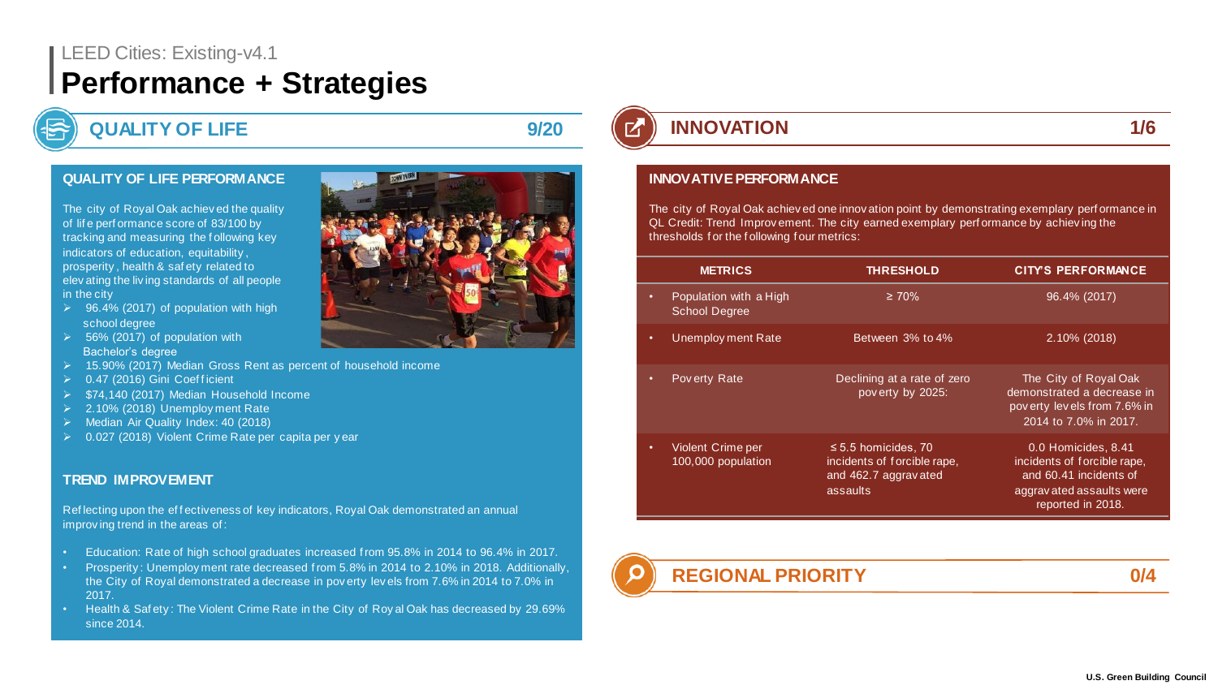LEED Cities: Existing-v4.1

# Performance + Strategies

## QUALITY OF LIFE 9/20

### QUALITY OF LIFE PERFORMANCE

The city of Royal Oak achieved the quality of life performance score of 83/100 by tracking and measuring the following key indicators of education, equitability, prosperity, health & safety related to elevating the living standards of all people in the city

- 96.4% (2017) of population with high school degree
- 56% (2017) of population with Bachelor's degree
- 15.90% (2017) Median Gross Rent as percent of household income
- 0.47 (2016) Gini Coefficient
- $74,140 (2017) Median Household Income
- 2.10% (2018) Unemployment Rate
- Median Air Quality Index: 40 (2018)
- 0.027 (2018) Violent Crime Rate per capita per year

### TREND IMPROVEMENT

Reflecting upon the effectiveness of key indicators, Royal Oak demonstrated an annual improving trend in the areas of:

- Education: Rate of high school graduates increased from 95.8% in 2014 to 96.4% in 2017.
- Prosperity: Unemployment rate decreased from 5.8% in 2014 to 2.10% in 2018. Additionally, the City of Royal demonstrated a decrease in poverty levels from 7.6% in 2014 to 7.0% in 2017.
- Health & Safety: The Violent Crime Rate in the City of Royal Oak has decreased by 29.69% since 2014.

## INNOVATION 1/6

### INNOVATIVE PERFORMANCE

The city of Royal Oak achieved one innovation point by demonstrating exemplary performance in QL Credit: Trend Improvement. The city earned exemplary performance by achieving the thresholds for the following four metrics:

| METRICS | THRESHOLD | CITY'S PERFORMANCE |
|---|---|---|
| Population with a High School Degree | ≥ 70% | 96.4% (2017) |
| Unemployment Rate | Between 3% to 4% | 2.10% (2018) |
| Poverty Rate | Declining at a rate of zero poverty by 2025: | The City of Royal Oak demonstrated a decrease in poverty levels from 7.6% in 2014 to 7.0% in 2017. |
| Violent Crime per 100,000 population | ≤ 5.5 homicides, 70 incidents of forcible rape, and 462.7 aggravated assaults | 0.0 Homicides, 8.41 incidents of forcible rape, and 60.41 incidents of aggravated assaults were reported in 2018. |

## REGIONAL PRIORITY 0/4